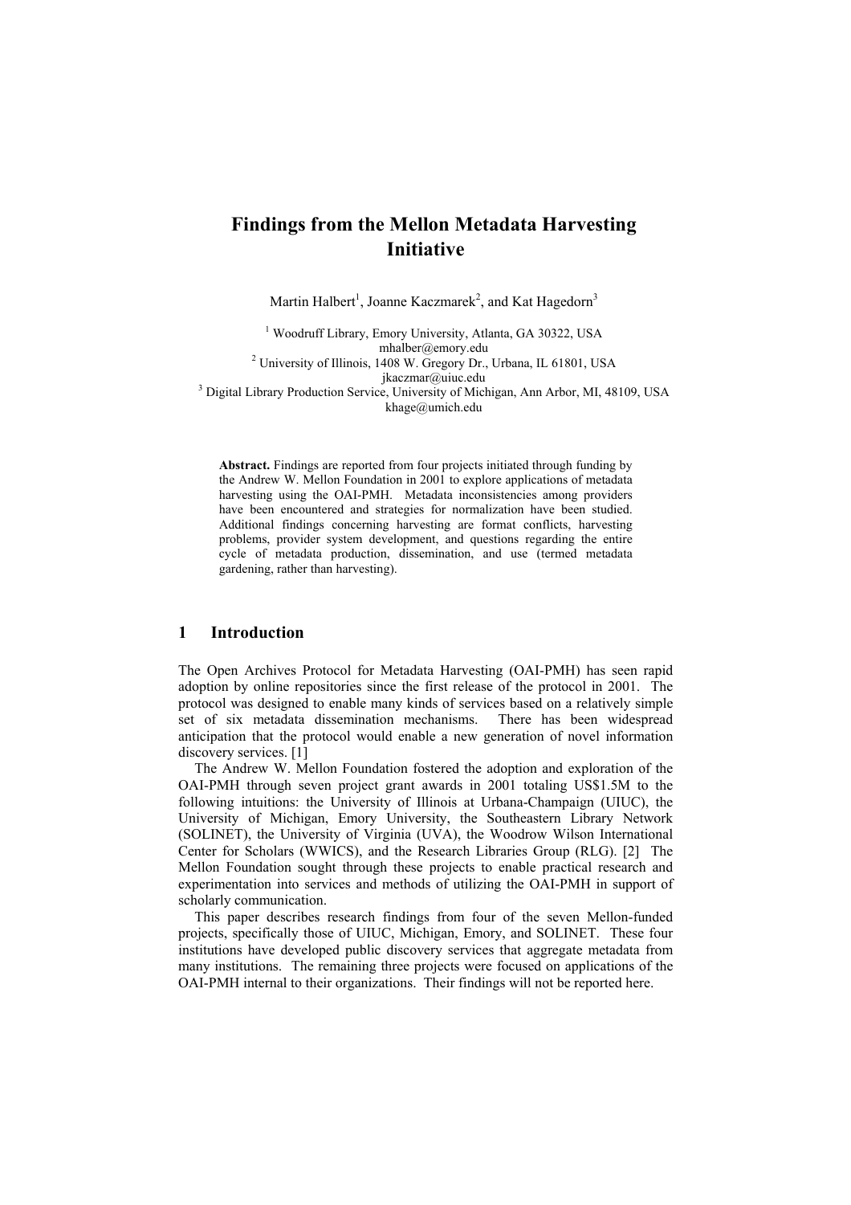# Findings from the Mellon Metadata Harvesting Initiative

Martin Halbert[1], Joanne Kaczmarek[2], and Kat Hagedorn[3]

[1] Woodruff Library, Emory University, Atlanta, GA 30322, USA
mhalber@emory.edu
[2] University of Illinois, 1408 W. Gregory Dr., Urbana, IL 61801, USA
jkaczmar@uiuc.edu
[3] Digital Library Production Service, University of Michigan, Ann Arbor, MI, 48109, USA
khage@umich.edu

**Abstract.** Findings are reported from four projects initiated through funding by the Andrew W. Mellon Foundation in 2001 to explore applications of metadata harvesting using the OAI-PMH. Metadata inconsistencies among providers have been encountered and strategies for normalization have been studied. Additional findings concerning harvesting are format conflicts, harvesting problems, provider system development, and questions regarding the entire cycle of metadata production, dissemination, and use (termed metadata gardening, rather than harvesting).

## 1 Introduction

The Open Archives Protocol for Metadata Harvesting (OAI-PMH) has seen rapid adoption by online repositories since the first release of the protocol in 2001. The protocol was designed to enable many kinds of services based on a relatively simple set of six metadata dissemination mechanisms. There has been widespread anticipation that the protocol would enable a new generation of novel information discovery services. [1]

The Andrew W. Mellon Foundation fostered the adoption and exploration of the OAI-PMH through seven project grant awards in 2001 totaling US$1.5M to the following intuitions: the University of Illinois at Urbana-Champaign (UIUC), the University of Michigan, Emory University, the Southeastern Library Network (SOLINET), the University of Virginia (UVA), the Woodrow Wilson International Center for Scholars (WWICS), and the Research Libraries Group (RLG). [2] The Mellon Foundation sought through these projects to enable practical research and experimentation into services and methods of utilizing the OAI-PMH in support of scholarly communication.

This paper describes research findings from four of the seven Mellon-funded projects, specifically those of UIUC, Michigan, Emory, and SOLINET. These four institutions have developed public discovery services that aggregate metadata from many institutions. The remaining three projects were focused on applications of the OAI-PMH internal to their organizations. Their findings will not be reported here.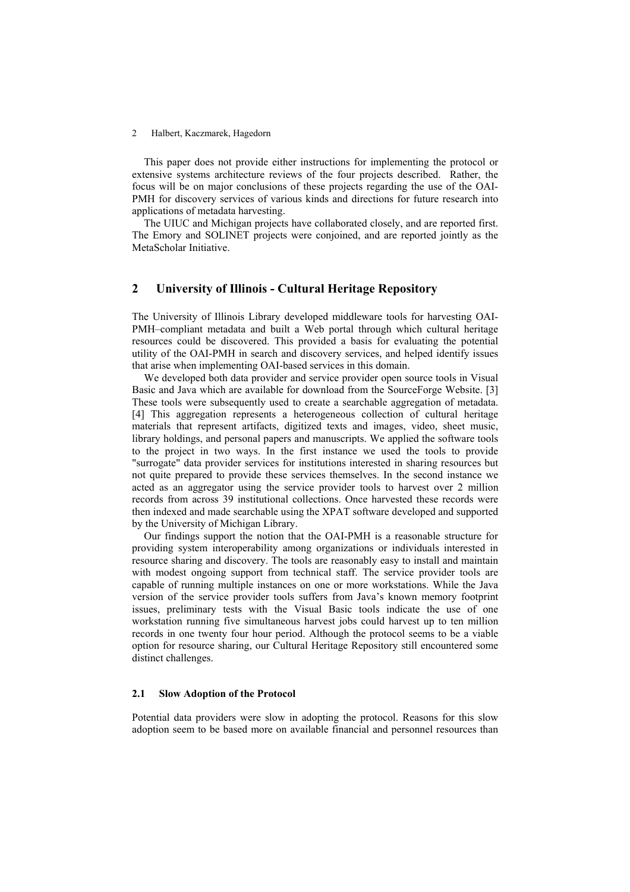This paper does not provide either instructions for implementing the protocol or extensive systems architecture reviews of the four projects described. Rather, the focus will be on major conclusions of these projects regarding the use of the OAI-PMH for discovery services of various kinds and directions for future research into applications of metadata harvesting.

The UIUC and Michigan projects have collaborated closely, and are reported first. The Emory and SOLINET projects were conjoined, and are reported jointly as the MetaScholar Initiative.

## 2 University of Illinois - Cultural Heritage Repository

The University of Illinois Library developed middleware tools for harvesting OAI-PMH–compliant metadata and built a Web portal through which cultural heritage resources could be discovered. This provided a basis for evaluating the potential utility of the OAI-PMH in search and discovery services, and helped identify issues that arise when implementing OAI-based services in this domain.

We developed both data provider and service provider open source tools in Visual Basic and Java which are available for download from the SourceForge Website. [3] These tools were subsequently used to create a searchable aggregation of metadata. [4] This aggregation represents a heterogeneous collection of cultural heritage materials that represent artifacts, digitized texts and images, video, sheet music, library holdings, and personal papers and manuscripts. We applied the software tools to the project in two ways. In the first instance we used the tools to provide "surrogate" data provider services for institutions interested in sharing resources but not quite prepared to provide these services themselves. In the second instance we acted as an aggregator using the service provider tools to harvest over 2 million records from across 39 institutional collections. Once harvested these records were then indexed and made searchable using the XPAT software developed and supported by the University of Michigan Library.

Our findings support the notion that the OAI-PMH is a reasonable structure for providing system interoperability among organizations or individuals interested in resource sharing and discovery. The tools are reasonably easy to install and maintain with modest ongoing support from technical staff. The service provider tools are capable of running multiple instances on one or more workstations. While the Java version of the service provider tools suffers from Java's known memory footprint issues, preliminary tests with the Visual Basic tools indicate the use of one workstation running five simultaneous harvest jobs could harvest up to ten million records in one twenty four hour period. Although the protocol seems to be a viable option for resource sharing, our Cultural Heritage Repository still encountered some distinct challenges.

### 2.1 Slow Adoption of the Protocol

Potential data providers were slow in adopting the protocol. Reasons for this slow adoption seem to be based more on available financial and personnel resources than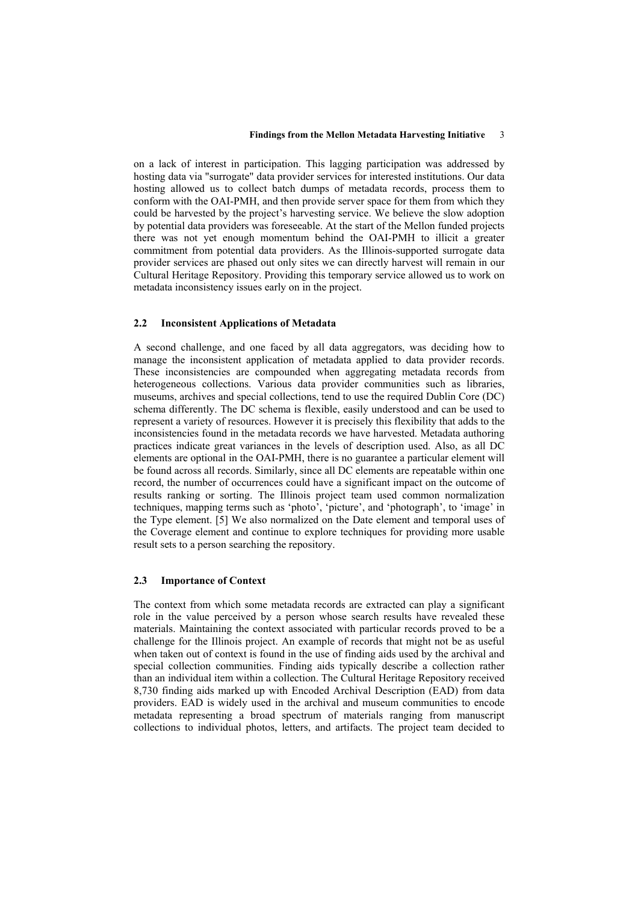on a lack of interest in participation. This lagging participation was addressed by hosting data via "surrogate" data provider services for interested institutions. Our data hosting allowed us to collect batch dumps of metadata records, process them to conform with the OAI-PMH, and then provide server space for them from which they could be harvested by the project's harvesting service. We believe the slow adoption by potential data providers was foreseeable. At the start of the Mellon funded projects there was not yet enough momentum behind the OAI-PMH to illicit a greater commitment from potential data providers. As the Illinois-supported surrogate data provider services are phased out only sites we can directly harvest will remain in our Cultural Heritage Repository. Providing this temporary service allowed us to work on metadata inconsistency issues early on in the project.

### 2.2 Inconsistent Applications of Metadata

A second challenge, and one faced by all data aggregators, was deciding how to manage the inconsistent application of metadata applied to data provider records. These inconsistencies are compounded when aggregating metadata records from heterogeneous collections. Various data provider communities such as libraries, museums, archives and special collections, tend to use the required Dublin Core (DC) schema differently. The DC schema is flexible, easily understood and can be used to represent a variety of resources. However it is precisely this flexibility that adds to the inconsistencies found in the metadata records we have harvested. Metadata authoring practices indicate great variances in the levels of description used. Also, as all DC elements are optional in the OAI-PMH, there is no guarantee a particular element will be found across all records. Similarly, since all DC elements are repeatable within one record, the number of occurrences could have a significant impact on the outcome of results ranking or sorting. The Illinois project team used common normalization techniques, mapping terms such as 'photo', 'picture', and 'photograph', to 'image' in the Type element. [5] We also normalized on the Date element and temporal uses of the Coverage element and continue to explore techniques for providing more usable result sets to a person searching the repository.

### 2.3 Importance of Context

The context from which some metadata records are extracted can play a significant role in the value perceived by a person whose search results have revealed these materials. Maintaining the context associated with particular records proved to be a challenge for the Illinois project. An example of records that might not be as useful when taken out of context is found in the use of finding aids used by the archival and special collection communities. Finding aids typically describe a collection rather than an individual item within a collection. The Cultural Heritage Repository received 8,730 finding aids marked up with Encoded Archival Description (EAD) from data providers. EAD is widely used in the archival and museum communities to encode metadata representing a broad spectrum of materials ranging from manuscript collections to individual photos, letters, and artifacts. The project team decided to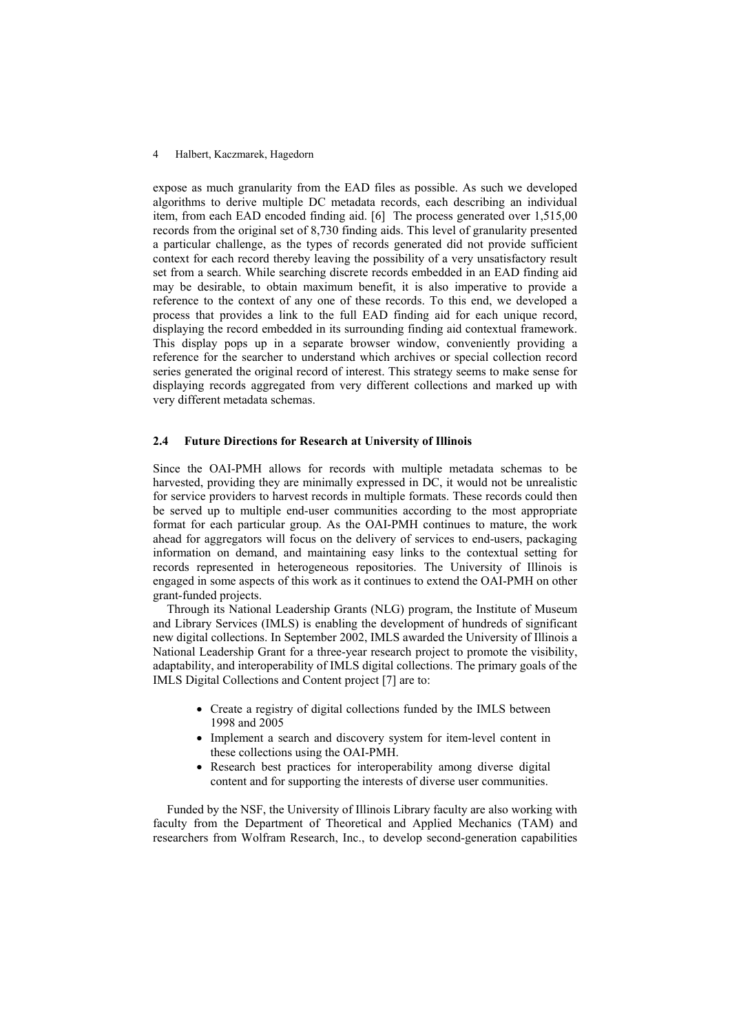expose as much granularity from the EAD files as possible. As such we developed algorithms to derive multiple DC metadata records, each describing an individual item, from each EAD encoded finding aid. [6] The process generated over 1,515,00 records from the original set of 8,730 finding aids. This level of granularity presented a particular challenge, as the types of records generated did not provide sufficient context for each record thereby leaving the possibility of a very unsatisfactory result set from a search. While searching discrete records embedded in an EAD finding aid may be desirable, to obtain maximum benefit, it is also imperative to provide a reference to the context of any one of these records. To this end, we developed a process that provides a link to the full EAD finding aid for each unique record, displaying the record embedded in its surrounding finding aid contextual framework. This display pops up in a separate browser window, conveniently providing a reference for the searcher to understand which archives or special collection record series generated the original record of interest. This strategy seems to make sense for displaying records aggregated from very different collections and marked up with very different metadata schemas.

### 2.4 Future Directions for Research at University of Illinois

Since the OAI-PMH allows for records with multiple metadata schemas to be harvested, providing they are minimally expressed in DC, it would not be unrealistic for service providers to harvest records in multiple formats. These records could then be served up to multiple end-user communities according to the most appropriate format for each particular group. As the OAI-PMH continues to mature, the work ahead for aggregators will focus on the delivery of services to end-users, packaging information on demand, and maintaining easy links to the contextual setting for records represented in heterogeneous repositories. The University of Illinois is engaged in some aspects of this work as it continues to extend the OAI-PMH on other grant-funded projects.

Through its National Leadership Grants (NLG) program, the Institute of Museum and Library Services (IMLS) is enabling the development of hundreds of significant new digital collections. In September 2002, IMLS awarded the University of Illinois a National Leadership Grant for a three-year research project to promote the visibility, adaptability, and interoperability of IMLS digital collections. The primary goals of the IMLS Digital Collections and Content project [7] are to:

- Create a registry of digital collections funded by the IMLS between 1998 and 2005
- Implement a search and discovery system for item-level content in these collections using the OAI-PMH.
- Research best practices for interoperability among diverse digital content and for supporting the interests of diverse user communities.

Funded by the NSF, the University of Illinois Library faculty are also working with faculty from the Department of Theoretical and Applied Mechanics (TAM) and researchers from Wolfram Research, Inc., to develop second-generation capabilities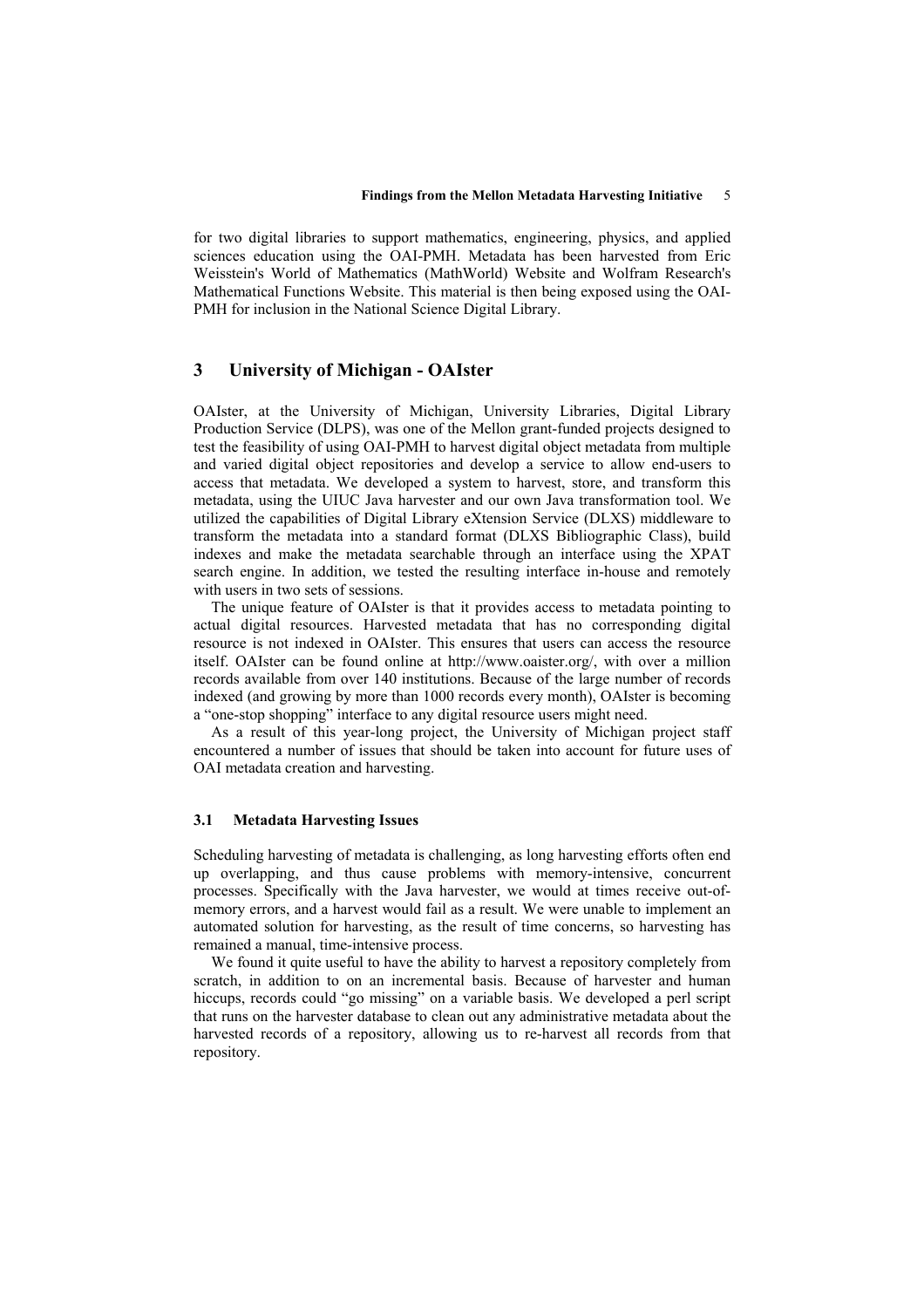for two digital libraries to support mathematics, engineering, physics, and applied sciences education using the OAI-PMH. Metadata has been harvested from Eric Weisstein's World of Mathematics (MathWorld) Website and Wolfram Research's Mathematical Functions Website. This material is then being exposed using the OAI-PMH for inclusion in the National Science Digital Library.

## 3 University of Michigan - OAIster

OAIster, at the University of Michigan, University Libraries, Digital Library Production Service (DLPS), was one of the Mellon grant-funded projects designed to test the feasibility of using OAI-PMH to harvest digital object metadata from multiple and varied digital object repositories and develop a service to allow end-users to access that metadata. We developed a system to harvest, store, and transform this metadata, using the UIUC Java harvester and our own Java transformation tool. We utilized the capabilities of Digital Library eXtension Service (DLXS) middleware to transform the metadata into a standard format (DLXS Bibliographic Class), build indexes and make the metadata searchable through an interface using the XPAT search engine. In addition, we tested the resulting interface in-house and remotely with users in two sets of sessions.

The unique feature of OAIster is that it provides access to metadata pointing to actual digital resources. Harvested metadata that has no corresponding digital resource is not indexed in OAIster. This ensures that users can access the resource itself. OAIster can be found online at http://www.oaister.org/, with over a million records available from over 140 institutions. Because of the large number of records indexed (and growing by more than 1000 records every month), OAIster is becoming a "one-stop shopping" interface to any digital resource users might need.

As a result of this year-long project, the University of Michigan project staff encountered a number of issues that should be taken into account for future uses of OAI metadata creation and harvesting.

### 3.1 Metadata Harvesting Issues

Scheduling harvesting of metadata is challenging, as long harvesting efforts often end up overlapping, and thus cause problems with memory-intensive, concurrent processes. Specifically with the Java harvester, we would at times receive out-of-memory errors, and a harvest would fail as a result. We were unable to implement an automated solution for harvesting, as the result of time concerns, so harvesting has remained a manual, time-intensive process.

We found it quite useful to have the ability to harvest a repository completely from scratch, in addition to on an incremental basis. Because of harvester and human hiccups, records could "go missing" on a variable basis. We developed a perl script that runs on the harvester database to clean out any administrative metadata about the harvested records of a repository, allowing us to re-harvest all records from that repository.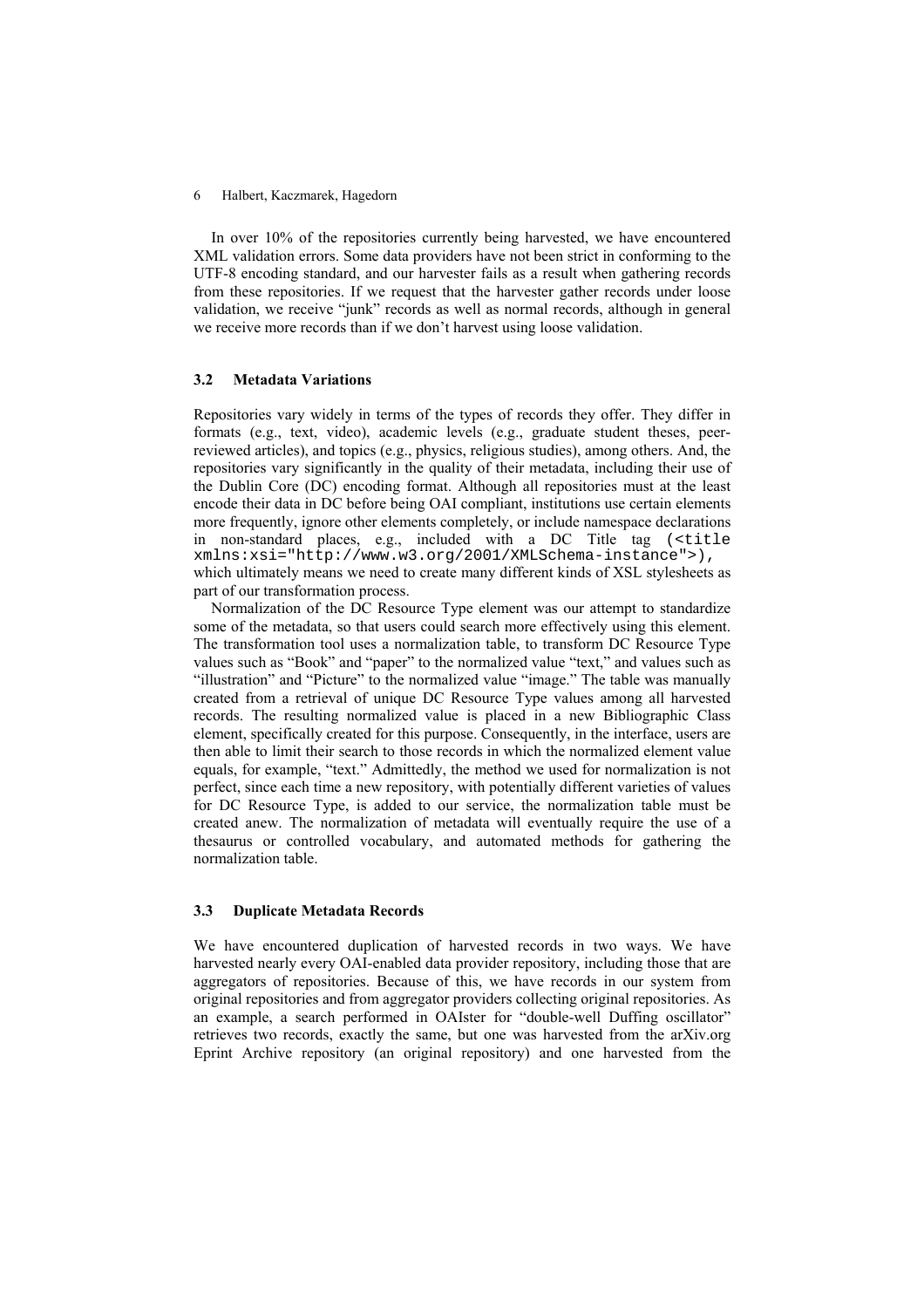In over 10% of the repositories currently being harvested, we have encountered XML validation errors. Some data providers have not been strict in conforming to the UTF-8 encoding standard, and our harvester fails as a result when gathering records from these repositories. If we request that the harvester gather records under loose validation, we receive "junk" records as well as normal records, although in general we receive more records than if we don't harvest using loose validation.

### 3.2 Metadata Variations

Repositories vary widely in terms of the types of records they offer. They differ in formats (e.g., text, video), academic levels (e.g., graduate student theses, peer-reviewed articles), and topics (e.g., physics, religious studies), among others. And, the repositories vary significantly in the quality of their metadata, including their use of the Dublin Core (DC) encoding format. Although all repositories must at the least encode their data in DC before being OAI compliant, institutions use certain elements more frequently, ignore other elements completely, or include namespace declarations in non-standard places, e.g., included with a DC Title tag (`<title xmlns:xsi="http://www.w3.org/2001/XMLSchema-instance">`), which ultimately means we need to create many different kinds of XSL stylesheets as part of our transformation process.

Normalization of the DC Resource Type element was our attempt to standardize some of the metadata, so that users could search more effectively using this element. The transformation tool uses a normalization table, to transform DC Resource Type values such as "Book" and "paper" to the normalized value "text," and values such as "illustration" and "Picture" to the normalized value "image." The table was manually created from a retrieval of unique DC Resource Type values among all harvested records. The resulting normalized value is placed in a new Bibliographic Class element, specifically created for this purpose. Consequently, in the interface, users are then able to limit their search to those records in which the normalized element value equals, for example, "text." Admittedly, the method we used for normalization is not perfect, since each time a new repository, with potentially different varieties of values for DC Resource Type, is added to our service, the normalization table must be created anew. The normalization of metadata will eventually require the use of a thesaurus or controlled vocabulary, and automated methods for gathering the normalization table.

### 3.3 Duplicate Metadata Records

We have encountered duplication of harvested records in two ways. We have harvested nearly every OAI-enabled data provider repository, including those that are aggregators of repositories. Because of this, we have records in our system from original repositories and from aggregator providers collecting original repositories. As an example, a search performed in OAIster for "double-well Duffing oscillator" retrieves two records, exactly the same, but one was harvested from the arXiv.org Eprint Archive repository (an original repository) and one harvested from the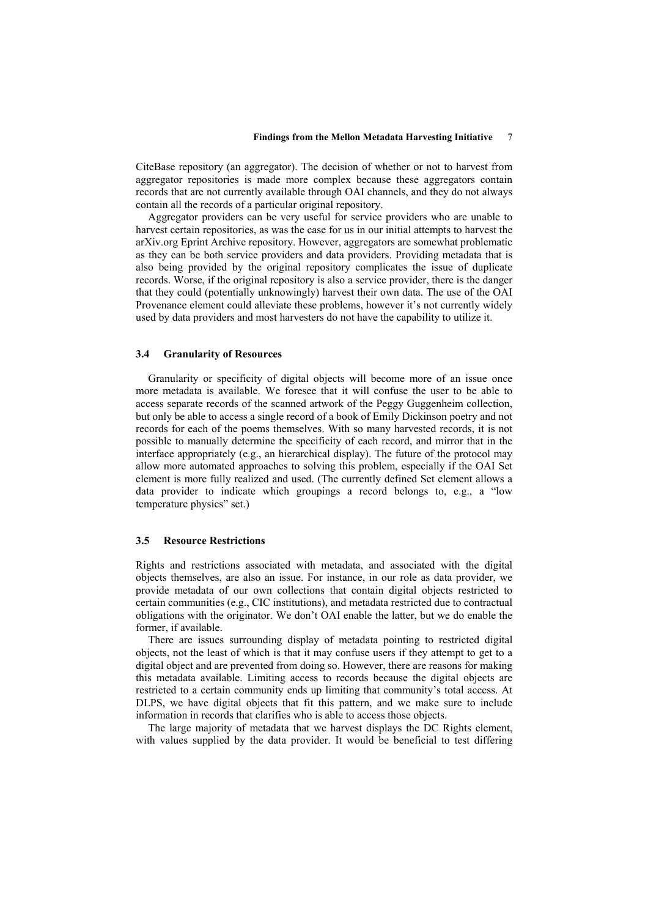CiteBase repository (an aggregator). The decision of whether or not to harvest from aggregator repositories is made more complex because these aggregators contain records that are not currently available through OAI channels, and they do not always contain all the records of a particular original repository.

Aggregator providers can be very useful for service providers who are unable to harvest certain repositories, as was the case for us in our initial attempts to harvest the arXiv.org Eprint Archive repository. However, aggregators are somewhat problematic as they can be both service providers and data providers. Providing metadata that is also being provided by the original repository complicates the issue of duplicate records. Worse, if the original repository is also a service provider, there is the danger that they could (potentially unknowingly) harvest their own data. The use of the OAI Provenance element could alleviate these problems, however it's not currently widely used by data providers and most harvesters do not have the capability to utilize it.

### 3.4 Granularity of Resources

Granularity or specificity of digital objects will become more of an issue once more metadata is available. We foresee that it will confuse the user to be able to access separate records of the scanned artwork of the Peggy Guggenheim collection, but only be able to access a single record of a book of Emily Dickinson poetry and not records for each of the poems themselves. With so many harvested records, it is not possible to manually determine the specificity of each record, and mirror that in the interface appropriately (e.g., an hierarchical display). The future of the protocol may allow more automated approaches to solving this problem, especially if the OAI Set element is more fully realized and used. (The currently defined Set element allows a data provider to indicate which groupings a record belongs to, e.g., a "low temperature physics" set.)

### 3.5 Resource Restrictions

Rights and restrictions associated with metadata, and associated with the digital objects themselves, are also an issue. For instance, in our role as data provider, we provide metadata of our own collections that contain digital objects restricted to certain communities (e.g., CIC institutions), and metadata restricted due to contractual obligations with the originator. We don't OAI enable the latter, but we do enable the former, if available.

There are issues surrounding display of metadata pointing to restricted digital objects, not the least of which is that it may confuse users if they attempt to get to a digital object and are prevented from doing so. However, there are reasons for making this metadata available. Limiting access to records because the digital objects are restricted to a certain community ends up limiting that community's total access. At DLPS, we have digital objects that fit this pattern, and we make sure to include information in records that clarifies who is able to access those objects.

The large majority of metadata that we harvest displays the DC Rights element, with values supplied by the data provider. It would be beneficial to test differing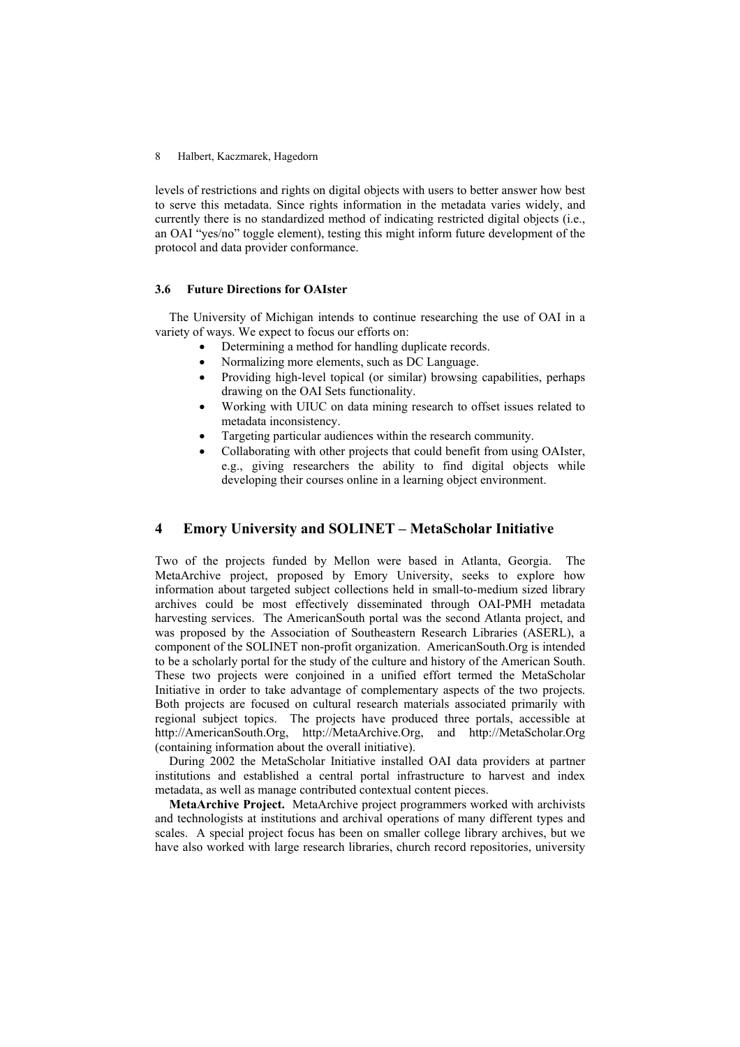levels of restrictions and rights on digital objects with users to better answer how best to serve this metadata. Since rights information in the metadata varies widely, and currently there is no standardized method of indicating restricted digital objects (i.e., an OAI "yes/no" toggle element), testing this might inform future development of the protocol and data provider conformance.

### 3.6 Future Directions for OAIster

The University of Michigan intends to continue researching the use of OAI in a variety of ways. We expect to focus our efforts on:

- Determining a method for handling duplicate records.
- Normalizing more elements, such as DC Language.
- Providing high-level topical (or similar) browsing capabilities, perhaps drawing on the OAI Sets functionality.
- Working with UIUC on data mining research to offset issues related to metadata inconsistency.
- Targeting particular audiences within the research community.
- Collaborating with other projects that could benefit from using OAIster, e.g., giving researchers the ability to find digital objects while developing their courses online in a learning object environment.

## 4 Emory University and SOLINET – MetaScholar Initiative

Two of the projects funded by Mellon were based in Atlanta, Georgia. The MetaArchive project, proposed by Emory University, seeks to explore how information about targeted subject collections held in small-to-medium sized library archives could be most effectively disseminated through OAI-PMH metadata harvesting services. The AmericanSouth portal was the second Atlanta project, and was proposed by the Association of Southeastern Research Libraries (ASERL), a component of the SOLINET non-profit organization. AmericanSouth.Org is intended to be a scholarly portal for the study of the culture and history of the American South. These two projects were conjoined in a unified effort termed the MetaScholar Initiative in order to take advantage of complementary aspects of the two projects. Both projects are focused on cultural research materials associated primarily with regional subject topics. The projects have produced three portals, accessible at http://AmericanSouth.Org, http://MetaArchive.Org, and http://MetaScholar.Org (containing information about the overall initiative).

During 2002 the MetaScholar Initiative installed OAI data providers at partner institutions and established a central portal infrastructure to harvest and index metadata, as well as manage contributed contextual content pieces.

**MetaArchive Project.** MetaArchive project programmers worked with archivists and technologists at institutions and archival operations of many different types and scales. A special project focus has been on smaller college library archives, but we have also worked with large research libraries, church record repositories, university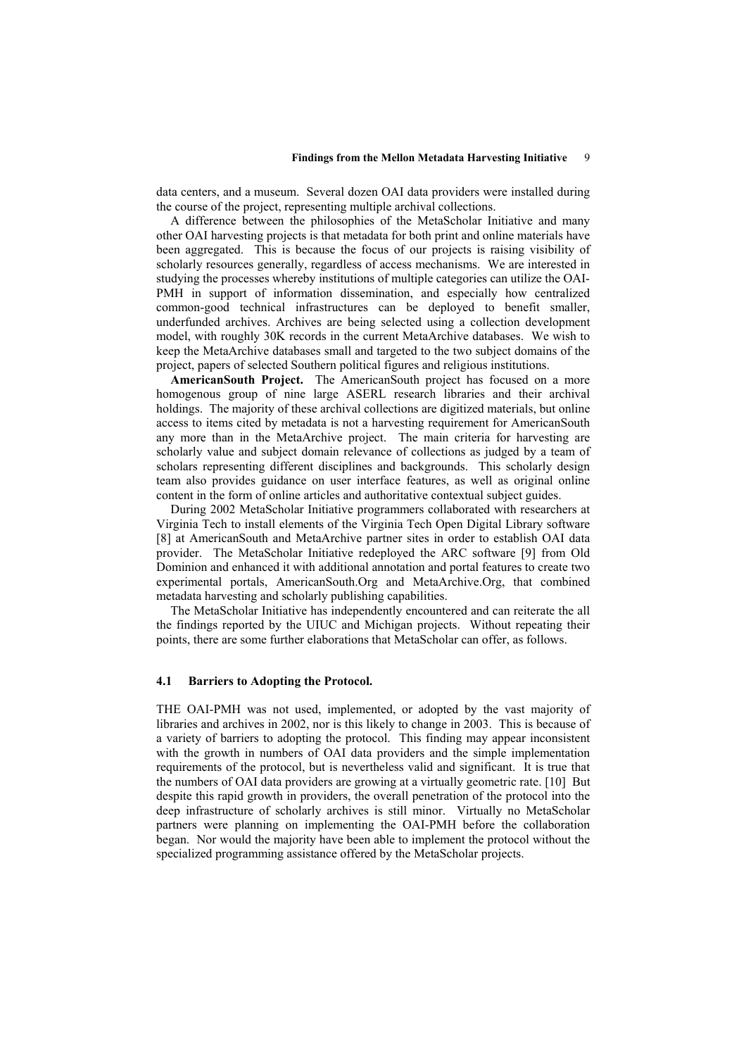data centers, and a museum. Several dozen OAI data providers were installed during the course of the project, representing multiple archival collections.

A difference between the philosophies of the MetaScholar Initiative and many other OAI harvesting projects is that metadata for both print and online materials have been aggregated. This is because the focus of our projects is raising visibility of scholarly resources generally, regardless of access mechanisms. We are interested in studying the processes whereby institutions of multiple categories can utilize the OAI-PMH in support of information dissemination, and especially how centralized common-good technical infrastructures can be deployed to benefit smaller, underfunded archives. Archives are being selected using a collection development model, with roughly 30K records in the current MetaArchive databases. We wish to keep the MetaArchive databases small and targeted to the two subject domains of the project, papers of selected Southern political figures and religious institutions.

**AmericanSouth Project.** The AmericanSouth project has focused on a more homogenous group of nine large ASERL research libraries and their archival holdings. The majority of these archival collections are digitized materials, but online access to items cited by metadata is not a harvesting requirement for AmericanSouth any more than in the MetaArchive project. The main criteria for harvesting are scholarly value and subject domain relevance of collections as judged by a team of scholars representing different disciplines and backgrounds. This scholarly design team also provides guidance on user interface features, as well as original online content in the form of online articles and authoritative contextual subject guides.

During 2002 MetaScholar Initiative programmers collaborated with researchers at Virginia Tech to install elements of the Virginia Tech Open Digital Library software [8] at AmericanSouth and MetaArchive partner sites in order to establish OAI data provider. The MetaScholar Initiative redeployed the ARC software [9] from Old Dominion and enhanced it with additional annotation and portal features to create two experimental portals, AmericanSouth.Org and MetaArchive.Org, that combined metadata harvesting and scholarly publishing capabilities.

The MetaScholar Initiative has independently encountered and can reiterate the all the findings reported by the UIUC and Michigan projects. Without repeating their points, there are some further elaborations that MetaScholar can offer, as follows.

### 4.1 Barriers to Adopting the Protocol.

THE OAI-PMH was not used, implemented, or adopted by the vast majority of libraries and archives in 2002, nor is this likely to change in 2003. This is because of a variety of barriers to adopting the protocol. This finding may appear inconsistent with the growth in numbers of OAI data providers and the simple implementation requirements of the protocol, but is nevertheless valid and significant. It is true that the numbers of OAI data providers are growing at a virtually geometric rate. [10] But despite this rapid growth in providers, the overall penetration of the protocol into the deep infrastructure of scholarly archives is still minor. Virtually no MetaScholar partners were planning on implementing the OAI-PMH before the collaboration began. Nor would the majority have been able to implement the protocol without the specialized programming assistance offered by the MetaScholar projects.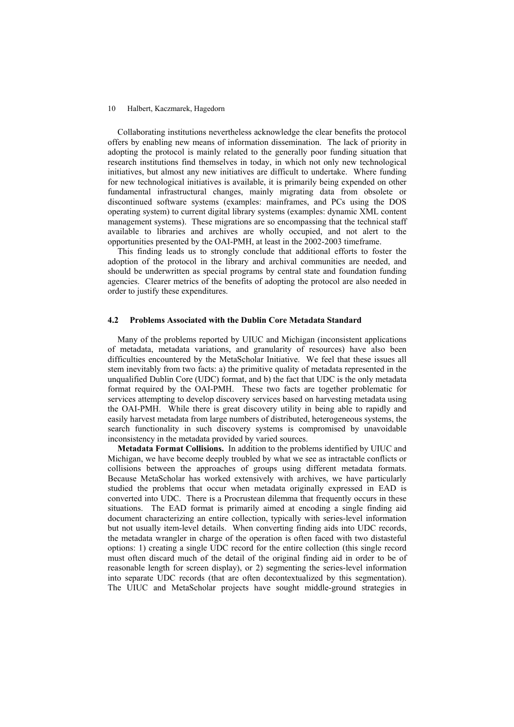Collaborating institutions nevertheless acknowledge the clear benefits the protocol offers by enabling new means of information dissemination. The lack of priority in adopting the protocol is mainly related to the generally poor funding situation that research institutions find themselves in today, in which not only new technological initiatives, but almost any new initiatives are difficult to undertake. Where funding for new technological initiatives is available, it is primarily being expended on other fundamental infrastructural changes, mainly migrating data from obsolete or discontinued software systems (examples: mainframes, and PCs using the DOS operating system) to current digital library systems (examples: dynamic XML content management systems). These migrations are so encompassing that the technical staff available to libraries and archives are wholly occupied, and not alert to the opportunities presented by the OAI-PMH, at least in the 2002-2003 timeframe.

This finding leads us to strongly conclude that additional efforts to foster the adoption of the protocol in the library and archival communities are needed, and should be underwritten as special programs by central state and foundation funding agencies. Clearer metrics of the benefits of adopting the protocol are also needed in order to justify these expenditures.

### 4.2 Problems Associated with the Dublin Core Metadata Standard

Many of the problems reported by UIUC and Michigan (inconsistent applications of metadata, metadata variations, and granularity of resources) have also been difficulties encountered by the MetaScholar Initiative. We feel that these issues all stem inevitably from two facts: a) the primitive quality of metadata represented in the unqualified Dublin Core (UDC) format, and b) the fact that UDC is the only metadata format required by the OAI-PMH. These two facts are together problematic for services attempting to develop discovery services based on harvesting metadata using the OAI-PMH. While there is great discovery utility in being able to rapidly and easily harvest metadata from large numbers of distributed, heterogeneous systems, the search functionality in such discovery systems is compromised by unavoidable inconsistency in the metadata provided by varied sources.

**Metadata Format Collisions.** In addition to the problems identified by UIUC and Michigan, we have become deeply troubled by what we see as intractable conflicts or collisions between the approaches of groups using different metadata formats. Because MetaScholar has worked extensively with archives, we have particularly studied the problems that occur when metadata originally expressed in EAD is converted into UDC. There is a Procrustean dilemma that frequently occurs in these situations. The EAD format is primarily aimed at encoding a single finding aid document characterizing an entire collection, typically with series-level information but not usually item-level details. When converting finding aids into UDC records, the metadata wrangler in charge of the operation is often faced with two distasteful options: 1) creating a single UDC record for the entire collection (this single record must often discard much of the detail of the original finding aid in order to be of reasonable length for screen display), or 2) segmenting the series-level information into separate UDC records (that are often decontextualized by this segmentation). The UIUC and MetaScholar projects have sought middle-ground strategies in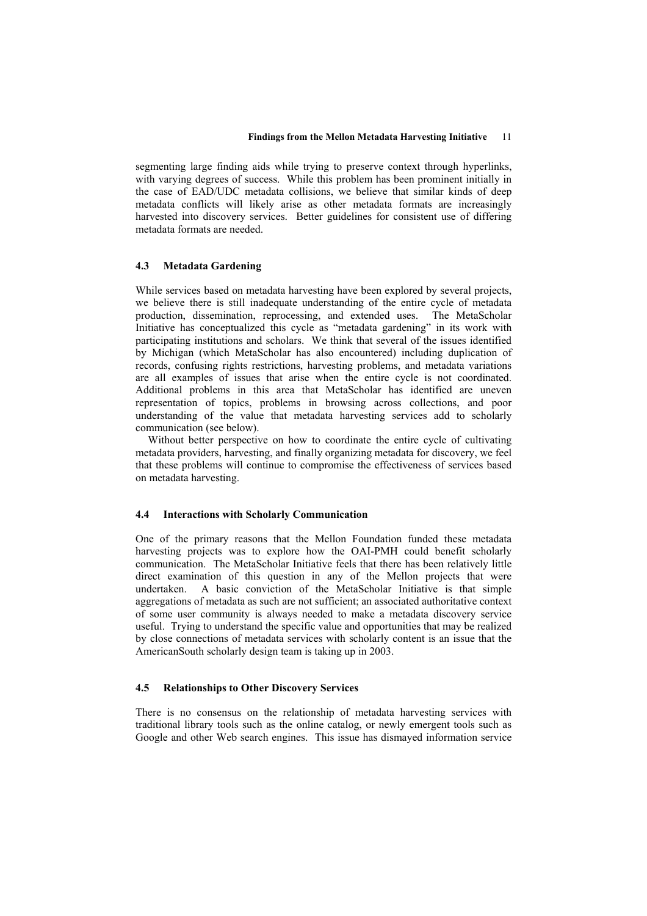segmenting large finding aids while trying to preserve context through hyperlinks, with varying degrees of success. While this problem has been prominent initially in the case of EAD/UDC metadata collisions, we believe that similar kinds of deep metadata conflicts will likely arise as other metadata formats are increasingly harvested into discovery services. Better guidelines for consistent use of differing metadata formats are needed.

### 4.3 Metadata Gardening

While services based on metadata harvesting have been explored by several projects, we believe there is still inadequate understanding of the entire cycle of metadata production, dissemination, reprocessing, and extended uses. The MetaScholar Initiative has conceptualized this cycle as "metadata gardening" in its work with participating institutions and scholars. We think that several of the issues identified by Michigan (which MetaScholar has also encountered) including duplication of records, confusing rights restrictions, harvesting problems, and metadata variations are all examples of issues that arise when the entire cycle is not coordinated. Additional problems in this area that MetaScholar has identified are uneven representation of topics, problems in browsing across collections, and poor understanding of the value that metadata harvesting services add to scholarly communication (see below).

Without better perspective on how to coordinate the entire cycle of cultivating metadata providers, harvesting, and finally organizing metadata for discovery, we feel that these problems will continue to compromise the effectiveness of services based on metadata harvesting.

### 4.4 Interactions with Scholarly Communication

One of the primary reasons that the Mellon Foundation funded these metadata harvesting projects was to explore how the OAI-PMH could benefit scholarly communication. The MetaScholar Initiative feels that there has been relatively little direct examination of this question in any of the Mellon projects that were undertaken. A basic conviction of the MetaScholar Initiative is that simple aggregations of metadata as such are not sufficient; an associated authoritative context of some user community is always needed to make a metadata discovery service useful. Trying to understand the specific value and opportunities that may be realized by close connections of metadata services with scholarly content is an issue that the AmericanSouth scholarly design team is taking up in 2003.

### 4.5 Relationships to Other Discovery Services

There is no consensus on the relationship of metadata harvesting services with traditional library tools such as the online catalog, or newly emergent tools such as Google and other Web search engines. This issue has dismayed information service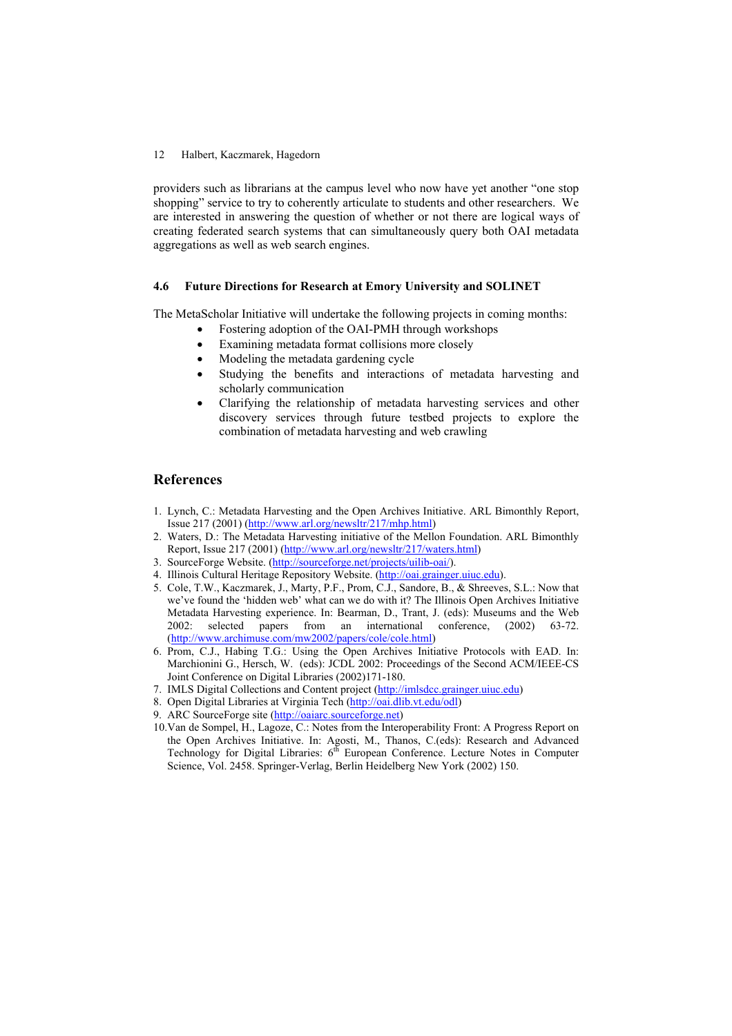providers such as librarians at the campus level who now have yet another "one stop shopping" service to try to coherently articulate to students and other researchers. We are interested in answering the question of whether or not there are logical ways of creating federated search systems that can simultaneously query both OAI metadata aggregations as well as web search engines.

### 4.6 Future Directions for Research at Emory University and SOLINET

The MetaScholar Initiative will undertake the following projects in coming months:

- Fostering adoption of the OAI-PMH through workshops
- Examining metadata format collisions more closely
- Modeling the metadata gardening cycle
- Studying the benefits and interactions of metadata harvesting and scholarly communication
- Clarifying the relationship of metadata harvesting services and other discovery services through future testbed projects to explore the combination of metadata harvesting and web crawling

## References

1. Lynch, C.: Metadata Harvesting and the Open Archives Initiative. ARL Bimonthly Report, Issue 217 (2001) (http://www.arl.org/newsltr/217/mhp.html)
2. Waters, D.: The Metadata Harvesting initiative of the Mellon Foundation. ARL Bimonthly Report, Issue 217 (2001) (http://www.arl.org/newsltr/217/waters.html)
3. SourceForge Website. (http://sourceforge.net/projects/uilib-oai/).
4. Illinois Cultural Heritage Repository Website. (http://oai.grainger.uiuc.edu).
5. Cole, T.W., Kaczmarek, J., Marty, P.F., Prom, C.J., Sandore, B., & Shreeves, S.L.: Now that we've found the 'hidden web' what can we do with it? The Illinois Open Archives Initiative Metadata Harvesting experience. In: Bearman, D., Trant, J. (eds): Museums and the Web 2002: selected papers from an international conference, (2002) 63-72. (http://www.archimuse.com/mw2002/papers/cole/cole.html)
6. Prom, C.J., Habing T.G.: Using the Open Archives Initiative Protocols with EAD. In: Marchionini G., Hersch, W. (eds): JCDL 2002: Proceedings of the Second ACM/IEEE-CS Joint Conference on Digital Libraries (2002)171-180.
7. IMLS Digital Collections and Content project (http://imlsdcc.grainger.uiuc.edu)
8. Open Digital Libraries at Virginia Tech (http://oai.dlib.vt.edu/odl)
9. ARC SourceForge site (http://oaiarc.sourceforge.net)
10. Van de Sompel, H., Lagoze, C.: Notes from the Interoperability Front: A Progress Report on the Open Archives Initiative. In: Agosti, M., Thanos, C.(eds): Research and Advanced Technology for Digital Libraries: 6th European Conference. Lecture Notes in Computer Science, Vol. 2458. Springer-Verlag, Berlin Heidelberg New York (2002) 150.